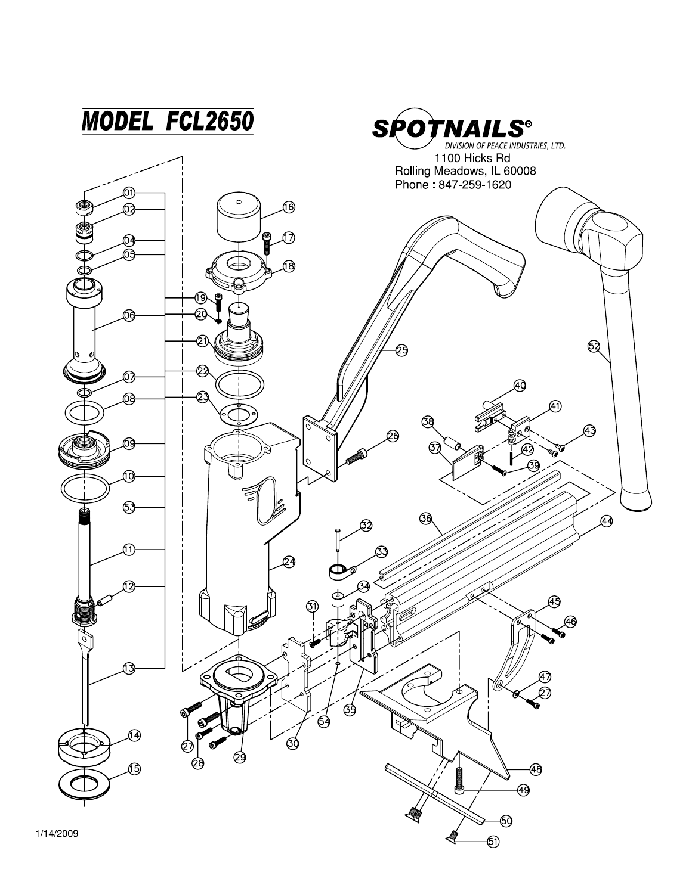# MODEL FCL2650

**SPOTNAILS®**

*DIVISION OF PEACE INDUSTRIES, LTD.*

1100 Hicks Rd
Rolling Meadows, IL 60008
Phone : 847-259-1620

01
02
04
05
06
07
08
09
10
53
11
12
13
14
15
16
17
18
19
20
21
22
23
24
25
26
27
28
29
30
31
32
33
34
35
36
37
38
39
40
41
42
43
44
45
46
47
48
49
50
51
52
54

1/14/2009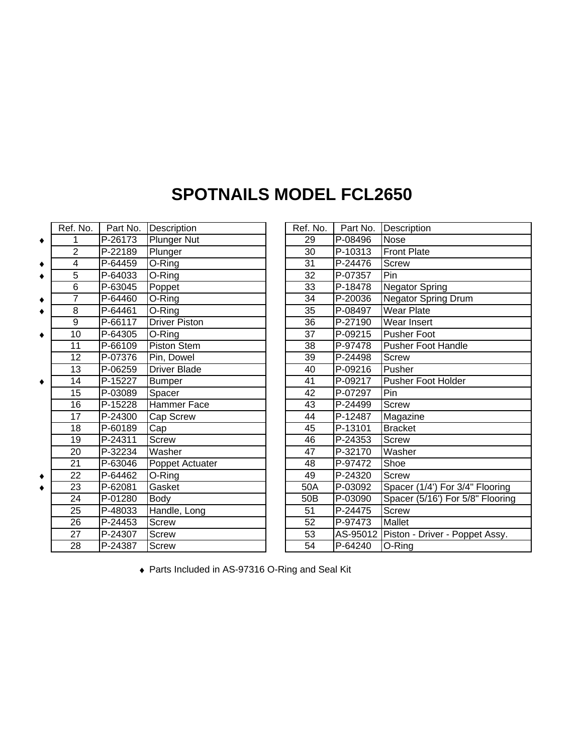# SPOTNAILS MODEL FCL2650

| | Ref. No. | Part No. | Description |
|---|---|---|---|
| ♦ | 1 | P-26173 | Plunger Nut |
| | 2 | P-22189 | Plunger |
| ♦ | 4 | P-64459 | O-Ring |
| ♦ | 5 | P-64033 | O-Ring |
| | 6 | P-63045 | Poppet |
| ♦ | 7 | P-64460 | O-Ring |
| ♦ | 8 | P-64461 | O-Ring |
| | 9 | P-66117 | Driver Piston |
| ♦ | 10 | P-64305 | O-Ring |
| | 11 | P-66109 | Piston Stem |
| | 12 | P-07376 | Pin, Dowel |
| | 13 | P-06259 | Driver Blade |
| ♦ | 14 | P-15227 | Bumper |
| | 15 | P-03089 | Spacer |
| | 16 | P-15228 | Hammer Face |
| | 17 | P-24300 | Cap Screw |
| | 18 | P-60189 | Cap |
| | 19 | P-24311 | Screw |
| | 20 | P-32234 | Washer |
| | 21 | P-63046 | Poppet Actuater |
| ♦ | 22 | P-64462 | O-Ring |
| ♦ | 23 | P-62081 | Gasket |
| | 24 | P-01280 | Body |
| | 25 | P-48033 | Handle, Long |
| | 26 | P-24453 | Screw |
| | 27 | P-24307 | Screw |
| | 28 | P-24387 | Screw |

| Ref. No. | Part No. | Description |
|---|---|---|
| 29 | P-08496 | Nose |
| 30 | P-10313 | Front Plate |
| 31 | P-24476 | Screw |
| 32 | P-07357 | Pin |
| 33 | P-18478 | Negator Spring |
| 34 | P-20036 | Negator Spring Drum |
| 35 | P-08497 | Wear Plate |
| 36 | P-27190 | Wear Insert |
| 37 | P-09215 | Pusher Foot |
| 38 | P-97478 | Pusher Foot Handle |
| 39 | P-24498 | Screw |
| 40 | P-09216 | Pusher |
| 41 | P-09217 | Pusher Foot Holder |
| 42 | P-07297 | Pin |
| 43 | P-24499 | Screw |
| 44 | P-12487 | Magazine |
| 45 | P-13101 | Bracket |
| 46 | P-24353 | Screw |
| 47 | P-32170 | Washer |
| 48 | P-97472 | Shoe |
| 49 | P-24320 | Screw |
| 50A | P-03092 | Spacer (1/4') For 3/4" Flooring |
| 50B | P-03090 | Spacer (5/16') For 5/8" Flooring |
| 51 | P-24475 | Screw |
| 52 | P-97473 | Mallet |
| 53 | AS-95012 | Piston - Driver - Poppet Assy. |
| 54 | P-64240 | O-Ring |

♦ Parts Included in AS-97316 O-Ring and Seal Kit